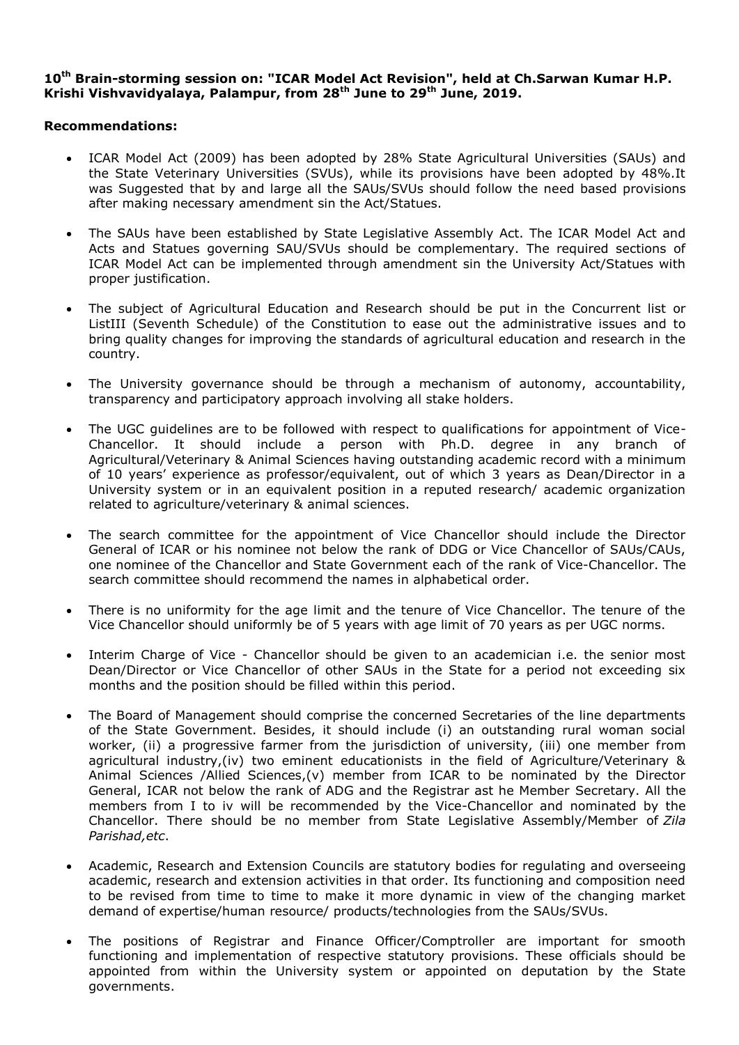**10[th] Brain-storming session on: "ICAR Model Act Revision", held at Ch.Sarwan Kumar H.P. Krishi Vishvavidyalaya, Palampur, from 28[th] June to 29[th] June, 2019.**

**Recommendations:**

- ICAR Model Act (2009) has been adopted by 28% State Agricultural Universities (SAUs) and the State Veterinary Universities (SVUs), while its provisions have been adopted by 48%.It was Suggested that by and large all the SAUs/SVUs should follow the need based provisions after making necessary amendment sin the Act/Statues.

- The SAUs have been established by State Legislative Assembly Act. The ICAR Model Act and Acts and Statues governing SAU/SVUs should be complementary. The required sections of ICAR Model Act can be implemented through amendment sin the University Act/Statues with proper justification.

- The subject of Agricultural Education and Research should be put in the Concurrent list or ListIII (Seventh Schedule) of the Constitution to ease out the administrative issues and to bring quality changes for improving the standards of agricultural education and research in the country.

- The University governance should be through a mechanism of autonomy, accountability, transparency and participatory approach involving all stake holders.

- The UGC guidelines are to be followed with respect to qualifications for appointment of Vice-Chancellor. It should include a person with Ph.D. degree in any branch of Agricultural/Veterinary & Animal Sciences having outstanding academic record with a minimum of 10 years' experience as professor/equivalent, out of which 3 years as Dean/Director in a University system or in an equivalent position in a reputed research/ academic organization related to agriculture/veterinary & animal sciences.

- The search committee for the appointment of Vice Chancellor should include the Director General of ICAR or his nominee not below the rank of DDG or Vice Chancellor of SAUs/CAUs, one nominee of the Chancellor and State Government each of the rank of Vice-Chancellor. The search committee should recommend the names in alphabetical order.

- There is no uniformity for the age limit and the tenure of Vice Chancellor. The tenure of the Vice Chancellor should uniformly be of 5 years with age limit of 70 years as per UGC norms.

- Interim Charge of Vice - Chancellor should be given to an academician i.e. the senior most Dean/Director or Vice Chancellor of other SAUs in the State for a period not exceeding six months and the position should be filled within this period.

- The Board of Management should comprise the concerned Secretaries of the line departments of the State Government. Besides, it should include (i) an outstanding rural woman social worker, (ii) a progressive farmer from the jurisdiction of university, (iii) one member from agricultural industry,(iv) two eminent educationists in the field of Agriculture/Veterinary & Animal Sciences /Allied Sciences,(v) member from ICAR to be nominated by the Director General, ICAR not below the rank of ADG and the Registrar ast he Member Secretary. All the members from I to iv will be recommended by the Vice-Chancellor and nominated by the Chancellor. There should be no member from State Legislative Assembly/Member of *Zila Parishad,etc*.

- Academic, Research and Extension Councils are statutory bodies for regulating and overseeing academic, research and extension activities in that order. Its functioning and composition need to be revised from time to time to make it more dynamic in view of the changing market demand of expertise/human resource/ products/technologies from the SAUs/SVUs.

- The positions of Registrar and Finance Officer/Comptroller are important for smooth functioning and implementation of respective statutory provisions. These officials should be appointed from within the University system or appointed on deputation by the State governments.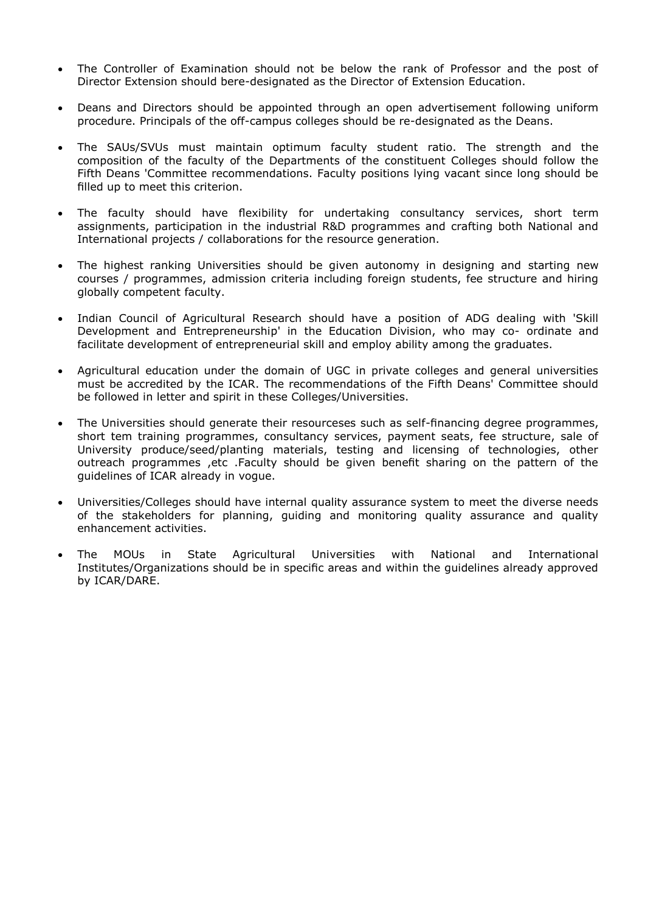- The Controller of Examination should not be below the rank of Professor and the post of Director Extension should bere-designated as the Director of Extension Education.

- Deans and Directors should be appointed through an open advertisement following uniform procedure. Principals of the off-campus colleges should be re-designated as the Deans.

- The SAUs/SVUs must maintain optimum faculty student ratio. The strength and the composition of the faculty of the Departments of the constituent Colleges should follow the Fifth Deans 'Committee recommendations. Faculty positions lying vacant since long should be filled up to meet this criterion.

- The faculty should have flexibility for undertaking consultancy services, short term assignments, participation in the industrial R&D programmes and crafting both National and International projects / collaborations for the resource generation.

- The highest ranking Universities should be given autonomy in designing and starting new courses / programmes, admission criteria including foreign students, fee structure and hiring globally competent faculty.

- Indian Council of Agricultural Research should have a position of ADG dealing with 'Skill Development and Entrepreneurship' in the Education Division, who may co- ordinate and facilitate development of entrepreneurial skill and employ ability among the graduates.

- Agricultural education under the domain of UGC in private colleges and general universities must be accredited by the ICAR. The recommendations of the Fifth Deans' Committee should be followed in letter and spirit in these Colleges/Universities.

- The Universities should generate their resourceses such as self-financing degree programmes, short tem training programmes, consultancy services, payment seats, fee structure, sale of University produce/seed/planting materials, testing and licensing of technologies, other outreach programmes ,etc .Faculty should be given benefit sharing on the pattern of the guidelines of ICAR already in vogue.

- Universities/Colleges should have internal quality assurance system to meet the diverse needs of the stakeholders for planning, guiding and monitoring quality assurance and quality enhancement activities.

- The MOUs in State Agricultural Universities with National and International Institutes/Organizations should be in specific areas and within the guidelines already approved by ICAR/DARE.